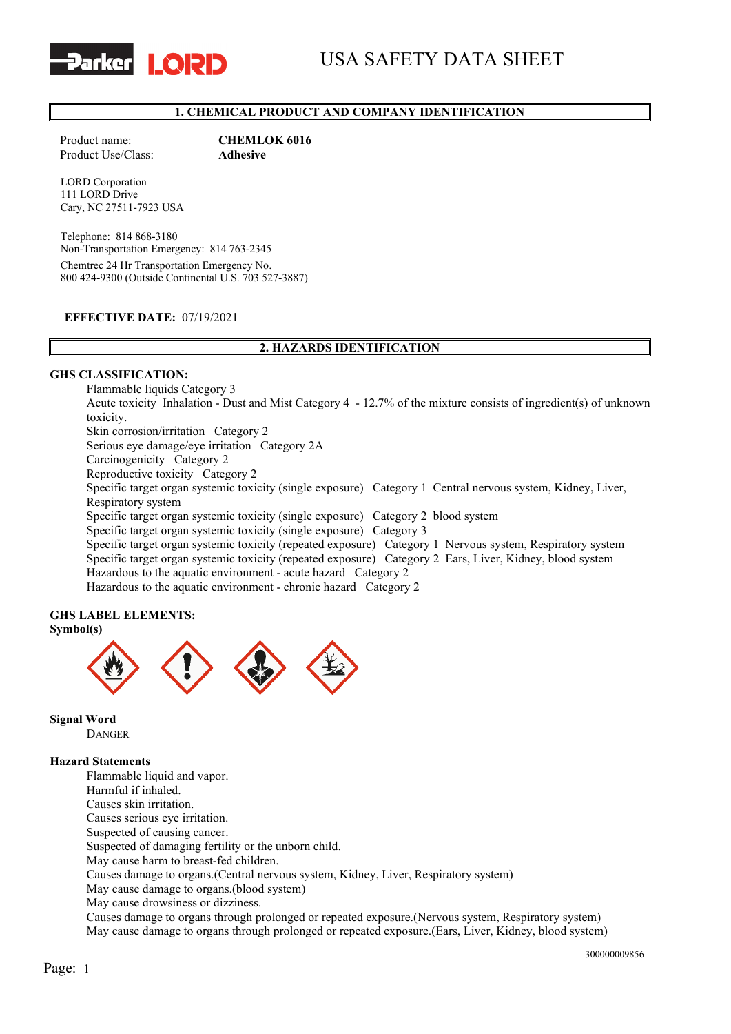# USA SAFETY DATA SHEET

## 1. CHEMICAL PRODUCT AND COMPANY IDENTIFICATION

Product name: **CHEMLOK 6016**
Product Use/Class: **Adhesive**

LORD Corporation
111 LORD Drive
Cary, NC 27511-7923 USA

Telephone: 814 868-3180
Non-Transportation Emergency: 814 763-2345
Chemtrec 24 Hr Transportation Emergency No.
800 424-9300 (Outside Continental U.S. 703 527-3887)

**EFFECTIVE DATE:** 07/19/2021

## 2. HAZARDS IDENTIFICATION

**GHS CLASSIFICATION:**

Flammable liquids Category 3
Acute toxicity Inhalation - Dust and Mist Category 4 - 12.7% of the mixture consists of ingredient(s) of unknown toxicity.
Skin corrosion/irritation Category 2
Serious eye damage/eye irritation Category 2A
Carcinogenicity Category 2
Reproductive toxicity Category 2
Specific target organ systemic toxicity (single exposure) Category 1 Central nervous system, Kidney, Liver, Respiratory system
Specific target organ systemic toxicity (single exposure) Category 2 blood system
Specific target organ systemic toxicity (single exposure) Category 3
Specific target organ systemic toxicity (repeated exposure) Category 1 Nervous system, Respiratory system
Specific target organ systemic toxicity (repeated exposure) Category 2 Ears, Liver, Kidney, blood system
Hazardous to the aquatic environment - acute hazard Category 2
Hazardous to the aquatic environment - chronic hazard Category 2

**GHS LABEL ELEMENTS:**
**Symbol(s)**

**Signal Word**
DANGER

**Hazard Statements**

Flammable liquid and vapor.
Harmful if inhaled.
Causes skin irritation.
Causes serious eye irritation.
Suspected of causing cancer.
Suspected of damaging fertility or the unborn child.
May cause harm to breast-fed children.
Causes damage to organs.(Central nervous system, Kidney, Liver, Respiratory system)
May cause damage to organs.(blood system)
May cause drowsiness or dizziness.
Causes damage to organs through prolonged or repeated exposure.(Nervous system, Respiratory system)
May cause damage to organs through prolonged or repeated exposure.(Ears, Liver, Kidney, blood system)

300000009856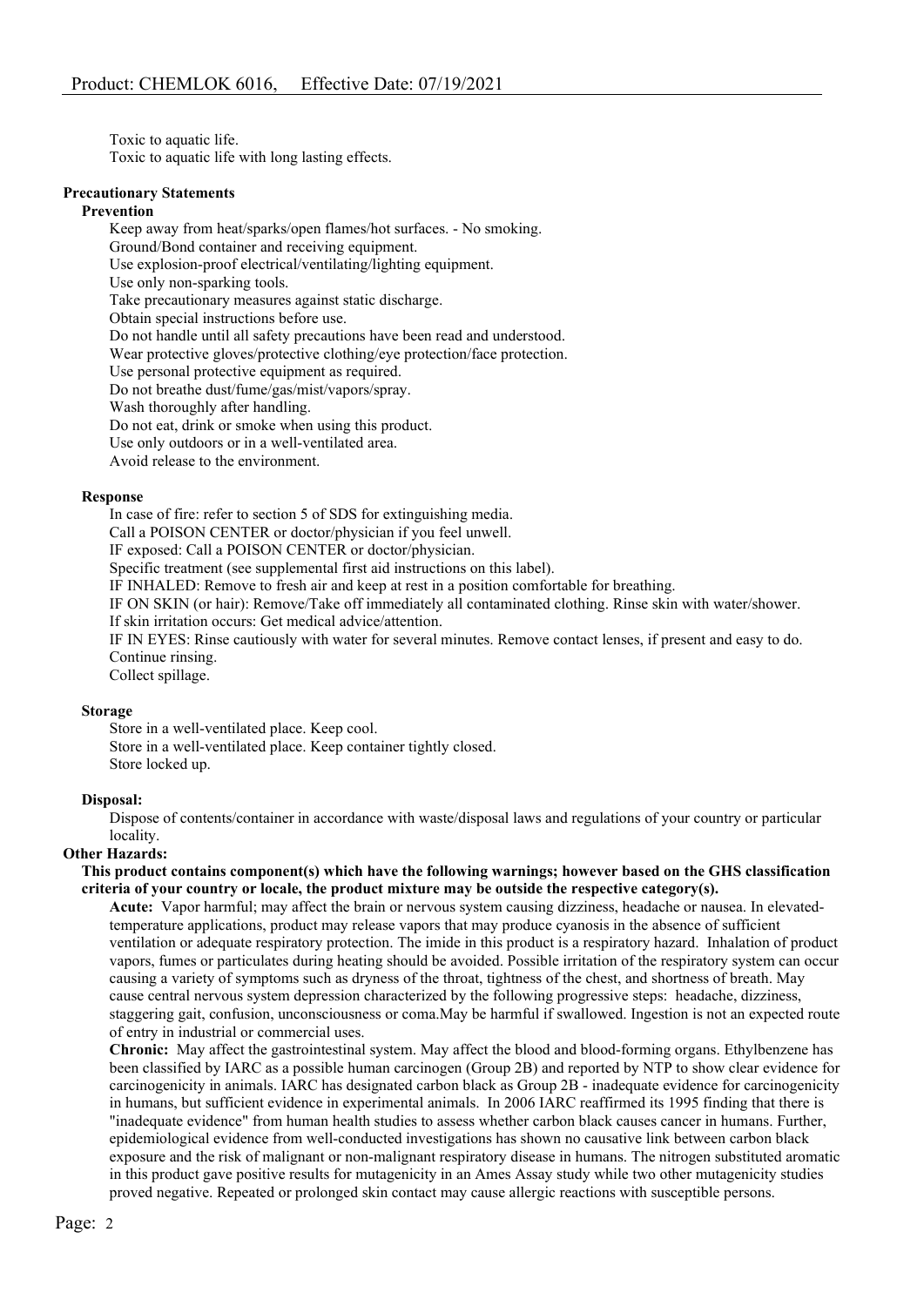Toxic to aquatic life.
Toxic to aquatic life with long lasting effects.

**Precautionary Statements**

**Prevention**

Keep away from heat/sparks/open flames/hot surfaces. - No smoking.
Ground/Bond container and receiving equipment.
Use explosion-proof electrical/ventilating/lighting equipment.
Use only non-sparking tools.
Take precautionary measures against static discharge.
Obtain special instructions before use.
Do not handle until all safety precautions have been read and understood.
Wear protective gloves/protective clothing/eye protection/face protection.
Use personal protective equipment as required.
Do not breathe dust/fume/gas/mist/vapors/spray.
Wash thoroughly after handling.
Do not eat, drink or smoke when using this product.
Use only outdoors or in a well-ventilated area.
Avoid release to the environment.

**Response**

In case of fire: refer to section 5 of SDS for extinguishing media.
Call a POISON CENTER or doctor/physician if you feel unwell.
IF exposed: Call a POISON CENTER or doctor/physician.
Specific treatment (see supplemental first aid instructions on this label).
IF INHALED: Remove to fresh air and keep at rest in a position comfortable for breathing.
IF ON SKIN (or hair): Remove/Take off immediately all contaminated clothing. Rinse skin with water/shower.
If skin irritation occurs: Get medical advice/attention.
IF IN EYES: Rinse cautiously with water for several minutes. Remove contact lenses, if present and easy to do. Continue rinsing.
Collect spillage.

**Storage**

Store in a well-ventilated place. Keep cool.
Store in a well-ventilated place. Keep container tightly closed.
Store locked up.

**Disposal:**

Dispose of contents/container in accordance with waste/disposal laws and regulations of your country or particular locality.

**Other Hazards:**

**This product contains component(s) which have the following warnings; however based on the GHS classification criteria of your country or locale, the product mixture may be outside the respective category(s).**

**Acute:** Vapor harmful; may affect the brain or nervous system causing dizziness, headache or nausea. In elevated-temperature applications, product may release vapors that may produce cyanosis in the absence of sufficient ventilation or adequate respiratory protection. The imide in this product is a respiratory hazard. Inhalation of product vapors, fumes or particulates during heating should be avoided. Possible irritation of the respiratory system can occur causing a variety of symptoms such as dryness of the throat, tightness of the chest, and shortness of breath. May cause central nervous system depression characterized by the following progressive steps: headache, dizziness, staggering gait, confusion, unconsciousness or coma.May be harmful if swallowed. Ingestion is not an expected route of entry in industrial or commercial uses.

**Chronic:** May affect the gastrointestinal system. May affect the blood and blood-forming organs. Ethylbenzene has been classified by IARC as a possible human carcinogen (Group 2B) and reported by NTP to show clear evidence for carcinogenicity in animals. IARC has designated carbon black as Group 2B - inadequate evidence for carcinogenicity in humans, but sufficient evidence in experimental animals. In 2006 IARC reaffirmed its 1995 finding that there is "inadequate evidence" from human health studies to assess whether carbon black causes cancer in humans. Further, epidemiological evidence from well-conducted investigations has shown no causative link between carbon black exposure and the risk of malignant or non-malignant respiratory disease in humans. The nitrogen substituted aromatic in this product gave positive results for mutagenicity in an Ames Assay study while two other mutagenicity studies proved negative. Repeated or prolonged skin contact may cause allergic reactions with susceptible persons.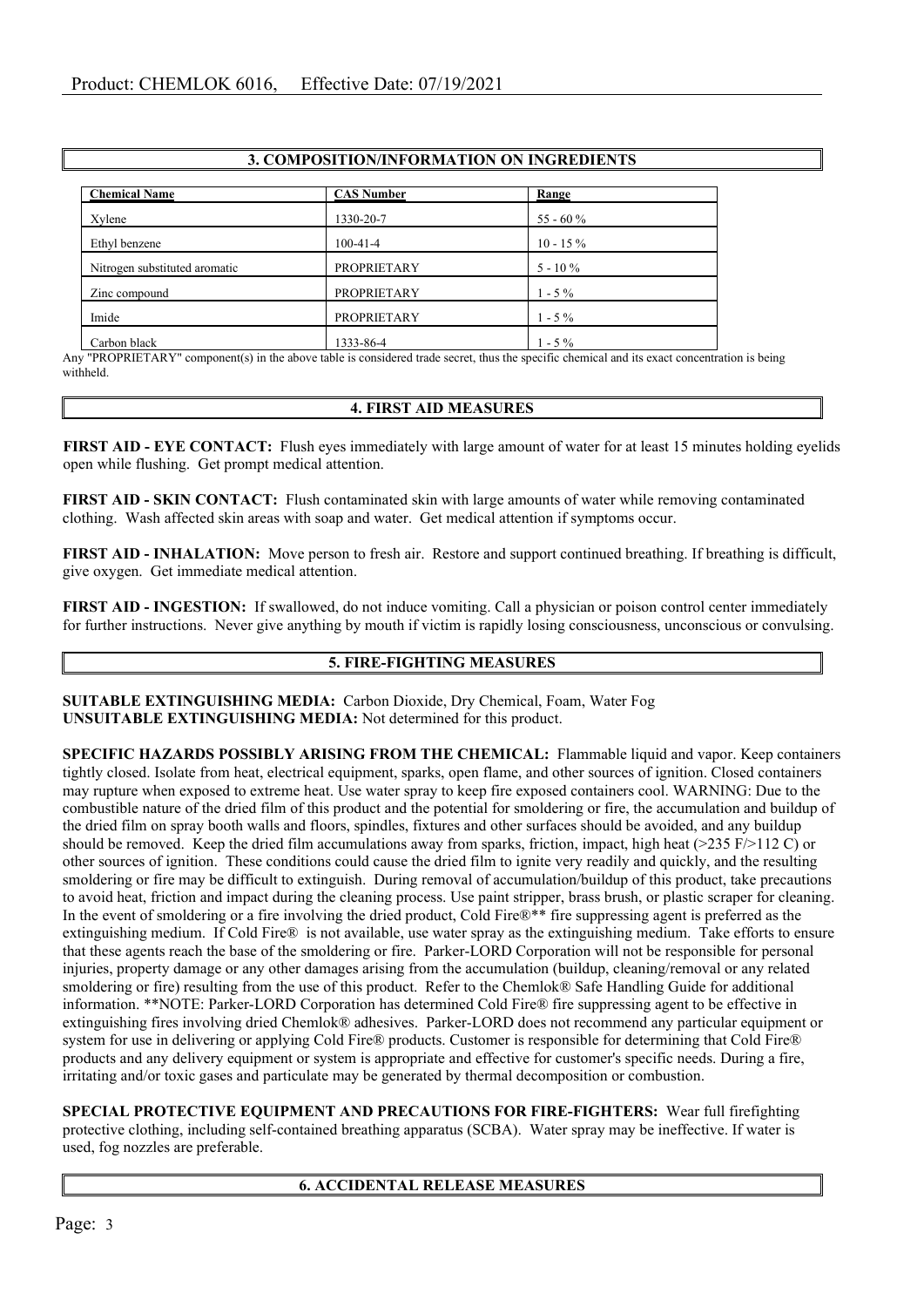## 3. COMPOSITION/INFORMATION ON INGREDIENTS

| Chemical Name | CAS Number | Range |
|---|---|---|
| Xylene | 1330-20-7 | 55 - 60 % |
| Ethyl benzene | 100-41-4 | 10 - 15 % |
| Nitrogen substituted aromatic | PROPRIETARY | 5 - 10 % |
| Zinc compound | PROPRIETARY | 1 - 5 % |
| Imide | PROPRIETARY | 1 - 5 % |
| Carbon black | 1333-86-4 | 1 - 5 % |

Any "PROPRIETARY" component(s) in the above table is considered trade secret, thus the specific chemical and its exact concentration is being withheld.

## 4. FIRST AID MEASURES

**FIRST AID - EYE CONTACT:** Flush eyes immediately with large amount of water for at least 15 minutes holding eyelids open while flushing. Get prompt medical attention.

**FIRST AID - SKIN CONTACT:** Flush contaminated skin with large amounts of water while removing contaminated clothing. Wash affected skin areas with soap and water. Get medical attention if symptoms occur.

**FIRST AID - INHALATION:** Move person to fresh air. Restore and support continued breathing. If breathing is difficult, give oxygen. Get immediate medical attention.

**FIRST AID - INGESTION:** If swallowed, do not induce vomiting. Call a physician or poison control center immediately for further instructions. Never give anything by mouth if victim is rapidly losing consciousness, unconscious or convulsing.

## 5. FIRE-FIGHTING MEASURES

**SUITABLE EXTINGUISHING MEDIA:** Carbon Dioxide, Dry Chemical, Foam, Water Fog
**UNSUITABLE EXTINGUISHING MEDIA:** Not determined for this product.

**SPECIFIC HAZARDS POSSIBLY ARISING FROM THE CHEMICAL:** Flammable liquid and vapor. Keep containers tightly closed. Isolate from heat, electrical equipment, sparks, open flame, and other sources of ignition. Closed containers may rupture when exposed to extreme heat. Use water spray to keep fire exposed containers cool. WARNING: Due to the combustible nature of the dried film of this product and the potential for smoldering or fire, the accumulation and buildup of the dried film on spray booth walls and floors, spindles, fixtures and other surfaces should be avoided, and any buildup should be removed. Keep the dried film accumulations away from sparks, friction, impact, high heat (>235 F/>112 C) or other sources of ignition. These conditions could cause the dried film to ignite very readily and quickly, and the resulting smoldering or fire may be difficult to extinguish. During removal of accumulation/buildup of this product, take precautions to avoid heat, friction and impact during the cleaning process. Use paint stripper, brass brush, or plastic scraper for cleaning. In the event of smoldering or a fire involving the dried product, Cold Fire®** fire suppressing agent is preferred as the extinguishing medium. If Cold Fire® is not available, use water spray as the extinguishing medium. Take efforts to ensure that these agents reach the base of the smoldering or fire. Parker-LORD Corporation will not be responsible for personal injuries, property damage or any other damages arising from the accumulation (buildup, cleaning/removal or any related smoldering or fire) resulting from the use of this product. Refer to the Chemlok® Safe Handling Guide for additional information. **NOTE: Parker-LORD Corporation has determined Cold Fire® fire suppressing agent to be effective in extinguishing fires involving dried Chemlok® adhesives. Parker-LORD does not recommend any particular equipment or system for use in delivering or applying Cold Fire® products. Customer is responsible for determining that Cold Fire® products and any delivery equipment or system is appropriate and effective for customer's specific needs. During a fire, irritating and/or toxic gases and particulate may be generated by thermal decomposition or combustion.

**SPECIAL PROTECTIVE EQUIPMENT AND PRECAUTIONS FOR FIRE-FIGHTERS:** Wear full firefighting protective clothing, including self-contained breathing apparatus (SCBA). Water spray may be ineffective. If water is used, fog nozzles are preferable.

## 6. ACCIDENTAL RELEASE MEASURES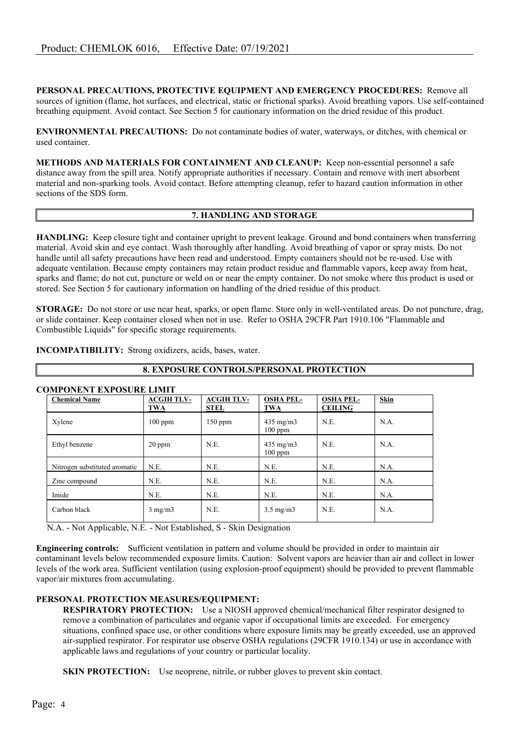**PERSONAL PRECAUTIONS, PROTECTIVE EQUIPMENT AND EMERGENCY PROCEDURES:** Remove all sources of ignition (flame, hot surfaces, and electrical, static or frictional sparks). Avoid breathing vapors. Use self-contained breathing equipment. Avoid contact. See Section 5 for cautionary information on the dried residue of this product.

**ENVIRONMENTAL PRECAUTIONS:** Do not contaminate bodies of water, waterways, or ditches, with chemical or used container.

**METHODS AND MATERIALS FOR CONTAINMENT AND CLEANUP:** Keep non-essential personnel a safe distance away from the spill area. Notify appropriate authorities if necessary. Contain and remove with inert absorbent material and non-sparking tools. Avoid contact. Before attempting cleanup, refer to hazard caution information in other sections of the SDS form.

## 7. HANDLING AND STORAGE

**HANDLING:** Keep closure tight and container upright to prevent leakage. Ground and bond containers when transferring material. Avoid skin and eye contact. Wash thoroughly after handling. Avoid breathing of vapor or spray mists. Do not handle until all safety precautions have been read and understood. Empty containers should not be re-used. Use with adequate ventilation. Because empty containers may retain product residue and flammable vapors, keep away from heat, sparks and flame; do not cut, puncture or weld on or near the empty container. Do not smoke where this product is used or stored. See Section 5 for cautionary information on handling of the dried residue of this product.

**STORAGE:** Do not store or use near heat, sparks, or open flame. Store only in well-ventilated areas. Do not puncture, drag, or slide container. Keep container closed when not in use. Refer to OSHA 29CFR Part 1910.106 "Flammable and Combustible Liquids" for specific storage requirements.

**INCOMPATIBILITY:** Strong oxidizers, acids, bases, water.

## 8. EXPOSURE CONTROLS/PERSONAL PROTECTION

**COMPONENT EXPOSURE LIMIT**

| Chemical Name | ACGIH TLV-TWA | ACGIH TLV-STEL | OSHA PEL-TWA | OSHA PEL-CEILING | Skin |
|---|---|---|---|---|---|
| Xylene | 100 ppm | 150 ppm | 435 mg/m3 100 ppm | N.E. | N.A. |
| Ethyl benzene | 20 ppm | N.E. | 435 mg/m3 100 ppm | N.E. | N.A. |
| Nitrogen substituted aromatic | N.E. | N.E. | N.E. | N.E. | N.A. |
| Zinc compound | N.E. | N.E. | N.E. | N.E. | N.A. |
| Imide | N.E. | N.E. | N.E. | N.E. | N.A. |
| Carbon black | 3 mg/m3 | N.E. | 3.5 mg/m3 | N.E. | N.A. |

N.A. - Not Applicable, N.E. - Not Established, S - Skin Designation

**Engineering controls:** Sufficient ventilation in pattern and volume should be provided in order to maintain air contaminant levels below recommended exposure limits. Caution: Solvent vapors are heavier than air and collect in lower levels of the work area. Sufficient ventilation (using explosion-proof equipment) should be provided to prevent flammable vapor/air mixtures from accumulating.

**PERSONAL PROTECTION MEASURES/EQUIPMENT:**

**RESPIRATORY PROTECTION:** Use a NIOSH approved chemical/mechanical filter respirator designed to remove a combination of particulates and organic vapor if occupational limits are exceeded. For emergency situations, confined space use, or other conditions where exposure limits may be greatly exceeded, use an approved air-supplied respirator. For respirator use observe OSHA regulations (29CFR 1910.134) or use in accordance with applicable laws and regulations of your country or particular locality.

**SKIN PROTECTION:** Use neoprene, nitrile, or rubber gloves to prevent skin contact.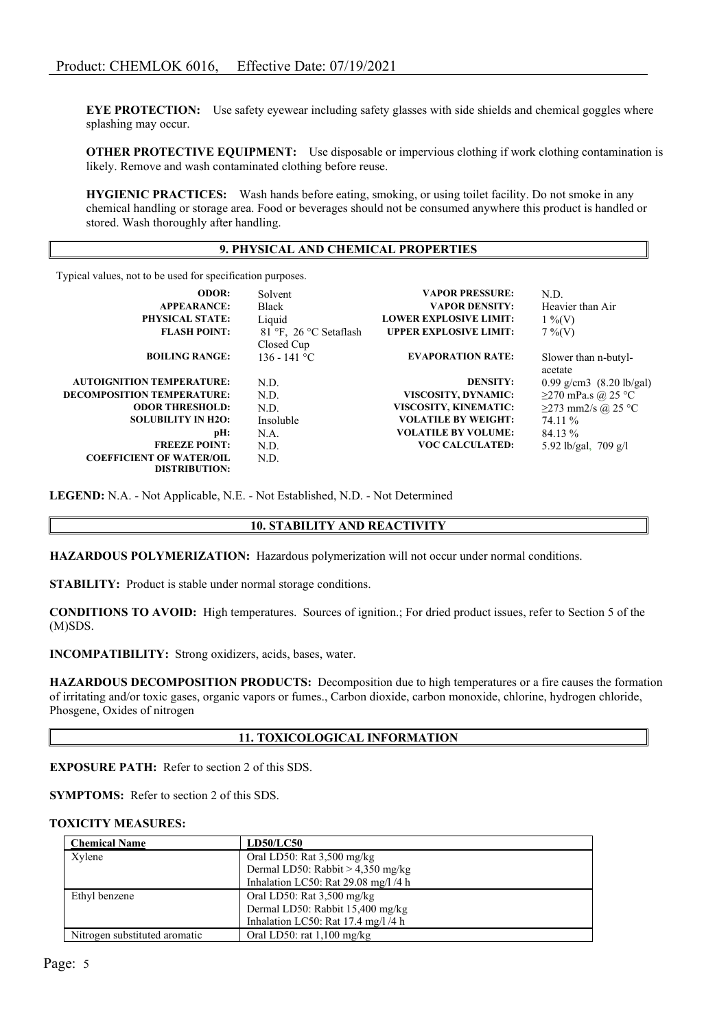**EYE PROTECTION:** Use safety eyewear including safety glasses with side shields and chemical goggles where splashing may occur.

**OTHER PROTECTIVE EQUIPMENT:** Use disposable or impervious clothing if work clothing contamination is likely. Remove and wash contaminated clothing before reuse.

**HYGIENIC PRACTICES:** Wash hands before eating, smoking, or using toilet facility. Do not smoke in any chemical handling or storage area. Food or beverages should not be consumed anywhere this product is handled or stored. Wash thoroughly after handling.

## 9. PHYSICAL AND CHEMICAL PROPERTIES

Typical values, not to be used for specification purposes.

| | | | |
|---|---|---|---|
| **ODOR:** | Solvent | **VAPOR PRESSURE:** | N.D. |
| **APPEARANCE:** | Black | **VAPOR DENSITY:** | Heavier than Air |
| **PHYSICAL STATE:** | Liquid | **LOWER EXPLOSIVE LIMIT:** | 1 %(V) |
| **FLASH POINT:** | 81 °F, 26 °C Setaflash Closed Cup | **UPPER EXPLOSIVE LIMIT:** | 7 %(V) |
| **BOILING RANGE:** | 136 - 141 °C | **EVAPORATION RATE:** | Slower than n-butyl-acetate |
| **AUTOIGNITION TEMPERATURE:** | N.D. | **DENSITY:** | 0.99 g/cm3 (8.20 lb/gal) |
| **DECOMPOSITION TEMPERATURE:** | N.D. | **VISCOSITY, DYNAMIC:** | ≥270 mPa.s @ 25 °C |
| **ODOR THRESHOLD:** | N.D. | **VISCOSITY, KINEMATIC:** | ≥273 mm2/s @ 25 °C |
| **SOLUBILITY IN H2O:** | Insoluble | **VOLATILE BY WEIGHT:** | 74.11 % |
| **pH:** | N.A. | **VOLATILE BY VOLUME:** | 84.13 % |
| **FREEZE POINT:** | N.D. | **VOC CALCULATED:** | 5.92 lb/gal, 709 g/l |
| **COEFFICIENT OF WATER/OIL DISTRIBUTION:** | N.D. | | |

**LEGEND:** N.A. - Not Applicable, N.E. - Not Established, N.D. - Not Determined

## 10. STABILITY AND REACTIVITY

**HAZARDOUS POLYMERIZATION:** Hazardous polymerization will not occur under normal conditions.

**STABILITY:** Product is stable under normal storage conditions.

**CONDITIONS TO AVOID:** High temperatures. Sources of ignition.; For dried product issues, refer to Section 5 of the (M)SDS.

**INCOMPATIBILITY:** Strong oxidizers, acids, bases, water.

**HAZARDOUS DECOMPOSITION PRODUCTS:** Decomposition due to high temperatures or a fire causes the formation of irritating and/or toxic gases, organic vapors or fumes., Carbon dioxide, carbon monoxide, chlorine, hydrogen chloride, Phosgene, Oxides of nitrogen

## 11. TOXICOLOGICAL INFORMATION

**EXPOSURE PATH:** Refer to section 2 of this SDS.

**SYMPTOMS:** Refer to section 2 of this SDS.

**TOXICITY MEASURES:**

| Chemical Name | LD50/LC50 |
|---|---|
| Xylene | Oral LD50: Rat 3,500 mg/kg<br>Dermal LD50: Rabbit > 4,350 mg/kg<br>Inhalation LC50: Rat 29.08 mg/l /4 h |
| Ethyl benzene | Oral LD50: Rat 3,500 mg/kg<br>Dermal LD50: Rabbit 15,400 mg/kg<br>Inhalation LC50: Rat 17.4 mg/l /4 h |
| Nitrogen substituted aromatic | Oral LD50: rat 1,100 mg/kg |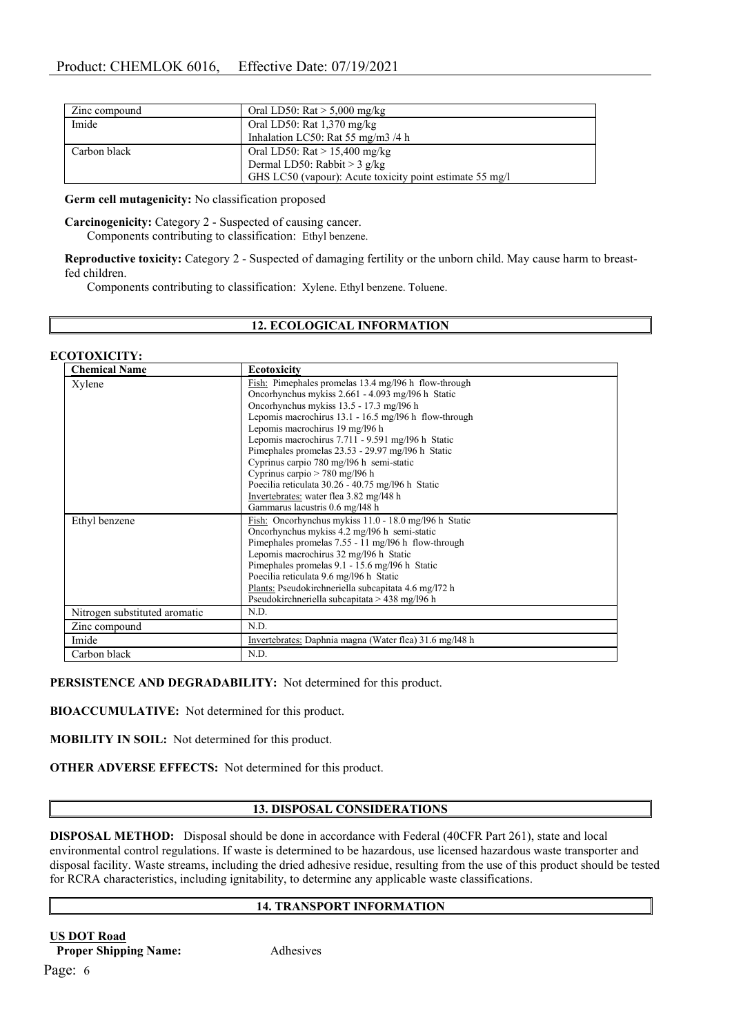| Zinc compound | Oral LD50: Rat > 5,000 mg/kg |
|---|---|
| Imide | Oral LD50: Rat 1,370 mg/kg<br>Inhalation LC50: Rat 55 mg/m3 /4 h |
| Carbon black | Oral LD50: Rat > 15,400 mg/kg<br>Dermal LD50: Rabbit > 3 g/kg<br>GHS LC50 (vapour): Acute toxicity point estimate 55 mg/l |

**Germ cell mutagenicity:** No classification proposed

**Carcinogenicity:** Category 2 - Suspected of causing cancer.
Components contributing to classification: Ethyl benzene.

**Reproductive toxicity:** Category 2 - Suspected of damaging fertility or the unborn child. May cause harm to breast-fed children.
Components contributing to classification: Xylene. Ethyl benzene. Toluene.

## 12. ECOLOGICAL INFORMATION

**ECOTOXICITY:**

| Chemical Name | Ecotoxicity |
|---|---|
| Xylene | Fish: Pimephales promelas 13.4 mg/l96 h flow-through<br>Oncorhynchus mykiss 2.661 - 4.093 mg/l96 h Static<br>Oncorhynchus mykiss 13.5 - 17.3 mg/l96 h<br>Lepomis macrochirus 13.1 - 16.5 mg/l96 h flow-through<br>Lepomis macrochirus 19 mg/l96 h<br>Lepomis macrochirus 7.711 - 9.591 mg/l96 h Static<br>Pimephales promelas 23.53 - 29.97 mg/l96 h Static<br>Cyprinus carpio 780 mg/l96 h semi-static<br>Cyprinus carpio > 780 mg/l96 h<br>Poecilia reticulata 30.26 - 40.75 mg/l96 h Static<br>Invertebrates: water flea 3.82 mg/l48 h<br>Gammarus lacustris 0.6 mg/l48 h |
| Ethyl benzene | Fish: Oncorhynchus mykiss 11.0 - 18.0 mg/l96 h Static<br>Oncorhynchus mykiss 4.2 mg/l96 h semi-static<br>Pimephales promelas 7.55 - 11 mg/l96 h flow-through<br>Lepomis macrochirus 32 mg/l96 h Static<br>Pimephales promelas 9.1 - 15.6 mg/l96 h Static<br>Poecilia reticulata 9.6 mg/l96 h Static<br>Plants: Pseudokirchneriella subcapitata 4.6 mg/l72 h<br>Pseudokirchneriella subcapitata > 438 mg/l96 h |
| Nitrogen substituted aromatic | N.D. |
| Zinc compound | N.D. |
| Imide | Invertebrates: Daphnia magna (Water flea) 31.6 mg/l48 h |
| Carbon black | N.D. |

**PERSISTENCE AND DEGRADABILITY:** Not determined for this product.

**BIOACCUMULATIVE:** Not determined for this product.

**MOBILITY IN SOIL:** Not determined for this product.

**OTHER ADVERSE EFFECTS:** Not determined for this product.

## 13. DISPOSAL CONSIDERATIONS

**DISPOSAL METHOD:** Disposal should be done in accordance with Federal (40CFR Part 261), state and local environmental control regulations. If waste is determined to be hazardous, use licensed hazardous waste transporter and disposal facility. Waste streams, including the dried adhesive residue, resulting from the use of this product should be tested for RCRA characteristics, including ignitability, to determine any applicable waste classifications.

## 14. TRANSPORT INFORMATION

**US DOT Road**

**Proper Shipping Name:** Adhesives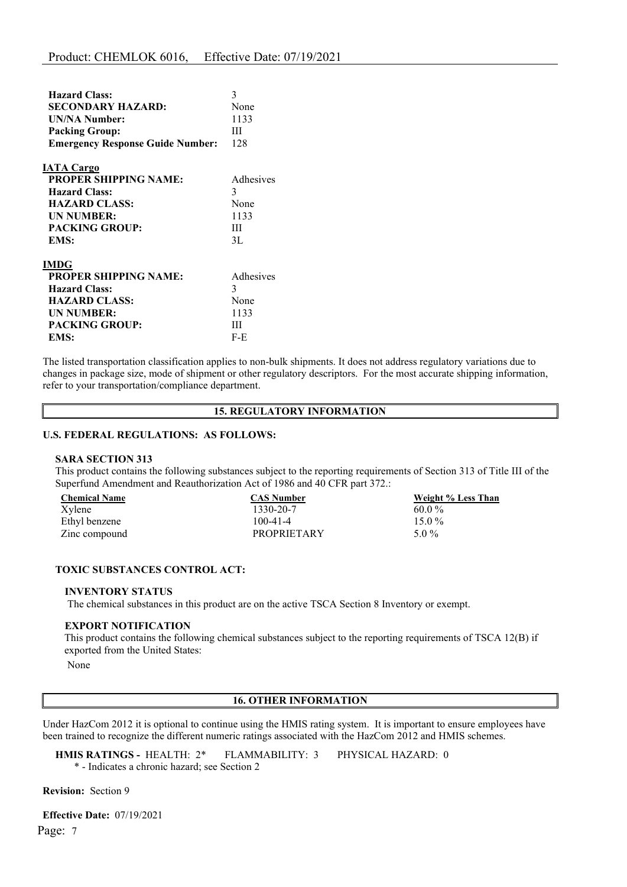| | |
|---|---|
| **Hazard Class:** | 3 |
| **SECONDARY HAZARD:** | None |
| **UN/NA Number:** | 1133 |
| **Packing Group:** | III |
| **Emergency Response Guide Number:** | 128 |

**IATA Cargo**

| | |
|---|---|
| **PROPER SHIPPING NAME:** | Adhesives |
| **Hazard Class:** | 3 |
| **HAZARD CLASS:** | None |
| **UN NUMBER:** | 1133 |
| **PACKING GROUP:** | III |
| **EMS:** | 3L |

**IMDG**

| | |
|---|---|
| **PROPER SHIPPING NAME:** | Adhesives |
| **Hazard Class:** | 3 |
| **HAZARD CLASS:** | None |
| **UN NUMBER:** | 1133 |
| **PACKING GROUP:** | III |
| **EMS:** | F-E |

The listed transportation classification applies to non-bulk shipments. It does not address regulatory variations due to changes in package size, mode of shipment or other regulatory descriptors. For the most accurate shipping information, refer to your transportation/compliance department.

## 15. REGULATORY INFORMATION

### U.S. FEDERAL REGULATIONS: AS FOLLOWS:

**SARA SECTION 313**

This product contains the following substances subject to the reporting requirements of Section 313 of Title III of the Superfund Amendment and Reauthorization Act of 1986 and 40 CFR part 372.:

| Chemical Name | CAS Number | Weight % Less Than |
|---|---|---|
| Xylene | 1330-20-7 | 60.0 % |
| Ethyl benzene | 100-41-4 | 15.0 % |
| Zinc compound | PROPRIETARY | 5.0 % |

**TOXIC SUBSTANCES CONTROL ACT:**

**INVENTORY STATUS**

The chemical substances in this product are on the active TSCA Section 8 Inventory or exempt.

**EXPORT NOTIFICATION**

This product contains the following chemical substances subject to the reporting requirements of TSCA 12(B) if exported from the United States:

None

## 16. OTHER INFORMATION

Under HazCom 2012 it is optional to continue using the HMIS rating system. It is important to ensure employees have been trained to recognize the different numeric ratings associated with the HazCom 2012 and HMIS schemes.

**HMIS RATINGS -** HEALTH: 2* FLAMMABILITY: 3 PHYSICAL HAZARD: 0

* - Indicates a chronic hazard; see Section 2

**Revision:** Section 9

**Effective Date:** 07/19/2021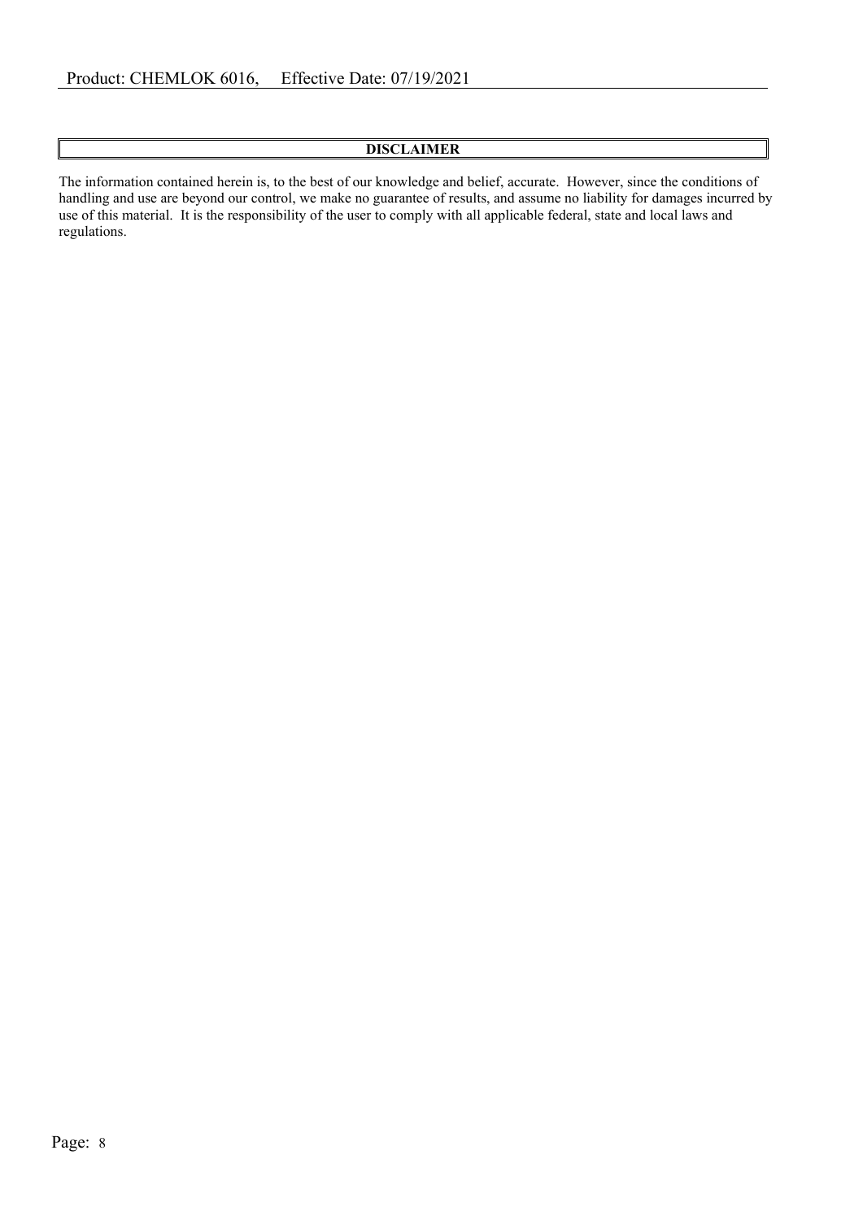## DISCLAIMER

The information contained herein is, to the best of our knowledge and belief, accurate. However, since the conditions of handling and use are beyond our control, we make no guarantee of results, and assume no liability for damages incurred by use of this material. It is the responsibility of the user to comply with all applicable federal, state and local laws and regulations.